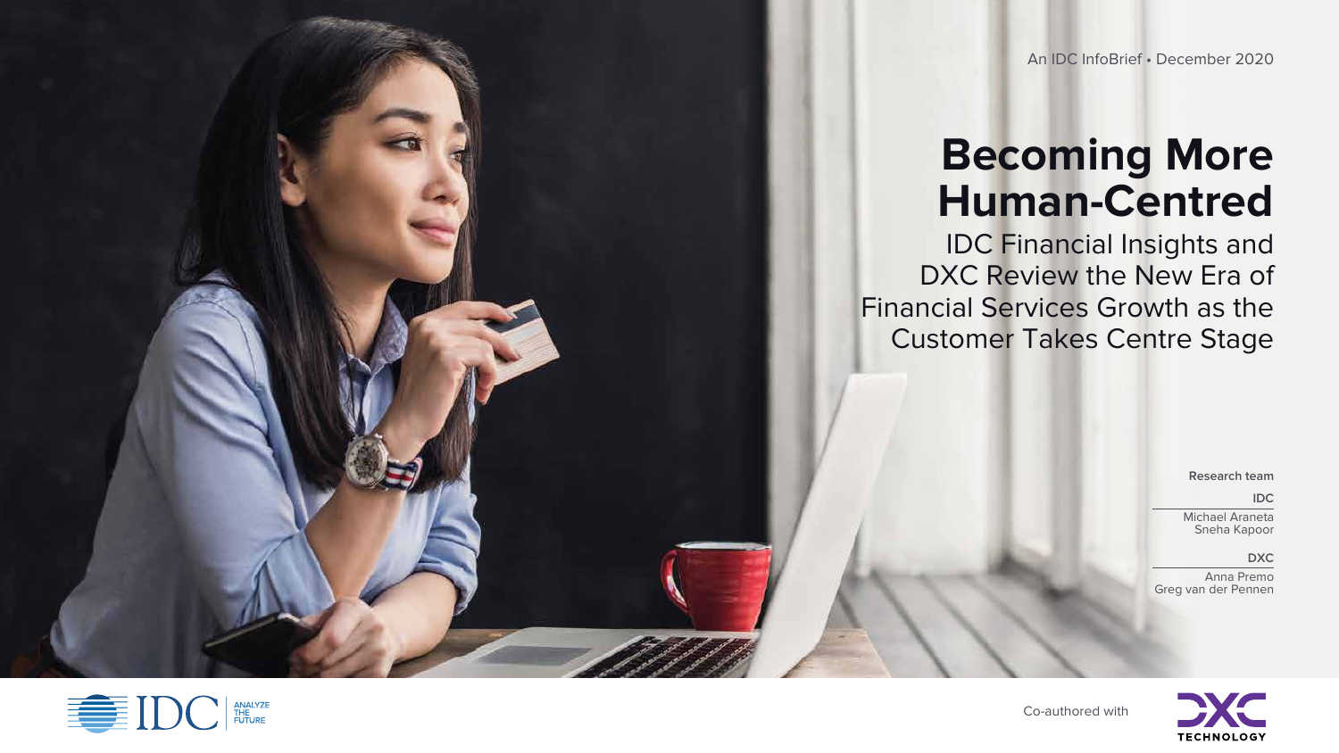An IDC InfoBrief • December 2020

# Becoming More Human-Centred

## IDC Financial Insights and DXC Review the New Era of Financial Services Growth as the Customer Takes Centre Stage

**Research team**

**IDC**

Michael Araneta
Sneha Kapoor

**DXC**

Anna Premo
Greg van der Pennen

Co-authored with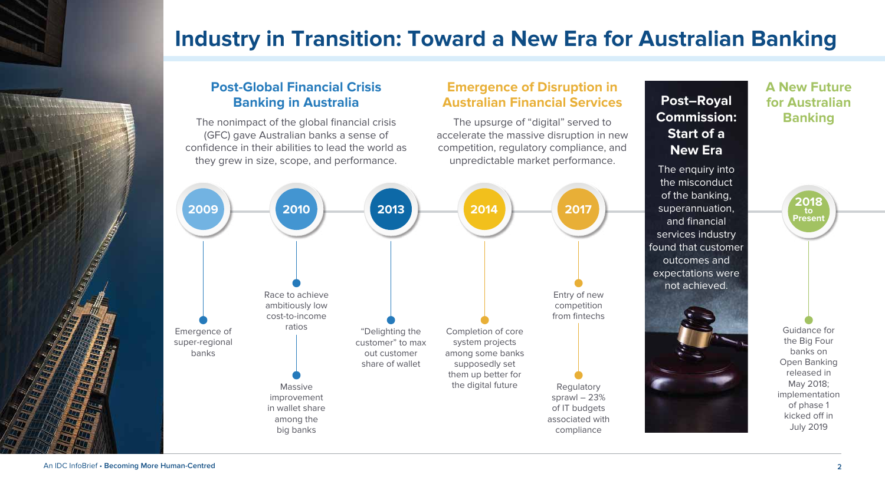# Industry in Transition: Toward a New Era for Australian Banking

## Post-Global Financial Crisis Banking in Australia

The nonimpact of the global financial crisis (GFC) gave Australian banks a sense of confidence in their abilities to lead the world as they grew in size, scope, and performance.

**2009**

- Emergence of super-regional banks

**2010**

- Race to achieve ambitiously low cost-to-income ratios
- Massive improvement in wallet share among the big banks

**2013**

- "Delighting the customer" to max out customer share of wallet

## Emergence of Disruption in Australian Financial Services

The upsurge of "digital" served to accelerate the massive disruption in new competition, regulatory compliance, and unpredictable market performance.

**2014**

- Completion of core system projects among some banks supposedly set them up better for the digital future

**2017**

- Entry of new competition from fintechs
- Regulatory sprawl – 23% of IT budgets associated with compliance

## Post–Royal Commission: Start of a New Era

The enquiry into the misconduct of the banking, superannuation, and financial services industry found that customer outcomes and expectations were not achieved.

## A New Future for Australian Banking

**2018 to Present**

- Guidance for the Big Four banks on Open Banking released in May 2018; implementation of phase 1 kicked off in July 2019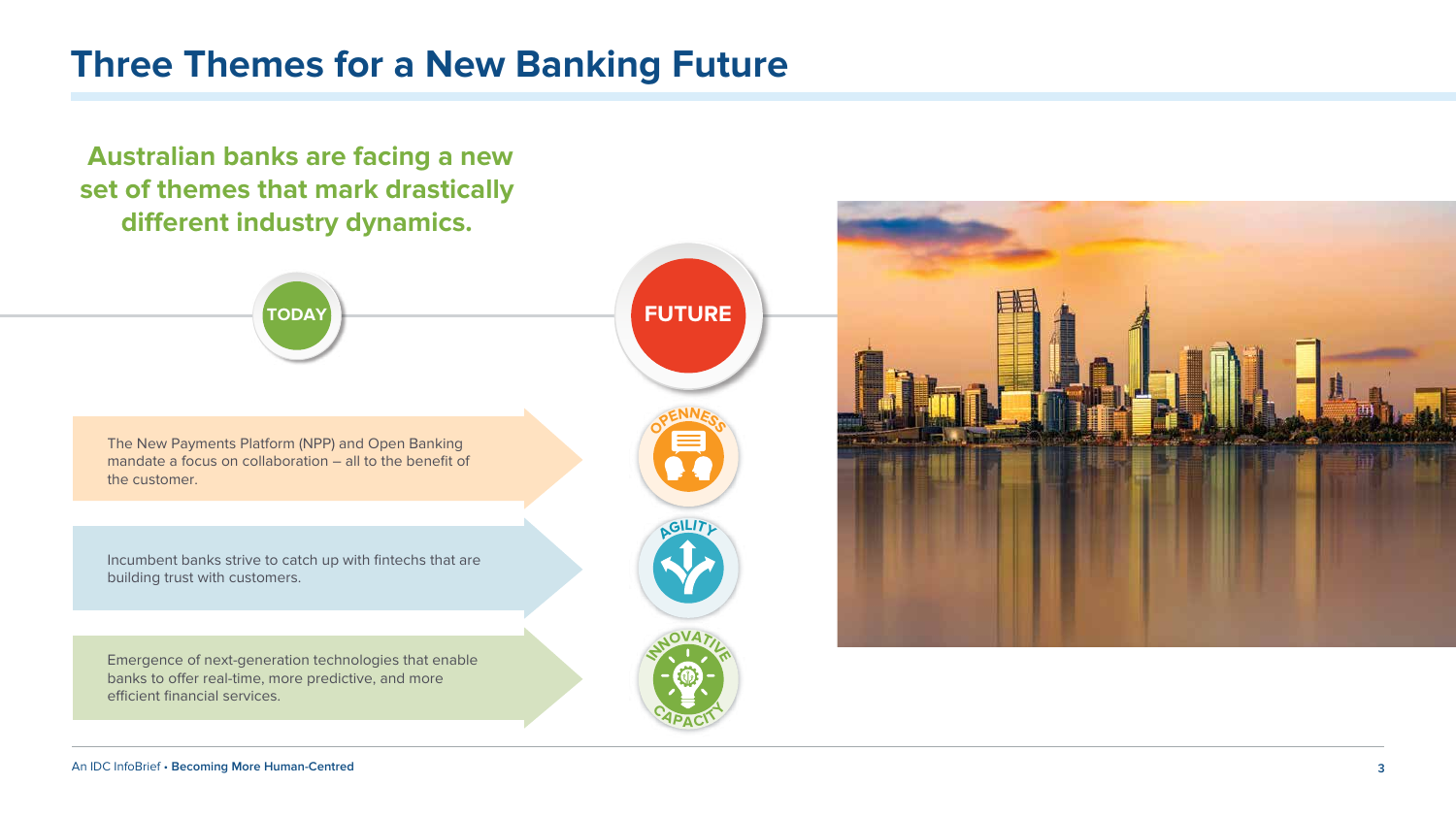# Three Themes for a New Banking Future

**Australian banks are facing a new set of themes that mark drastically different industry dynamics.**

TODAY

FUTURE

The New Payments Platform (NPP) and Open Banking mandate a focus on collaboration – all to the benefit of the customer.

OPENNESS

Incumbent banks strive to catch up with fintechs that are building trust with customers.

AGILITY

Emergence of next-generation technologies that enable banks to offer real-time, more predictive, and more efficient financial services.

INNOVATIVE CAPACITY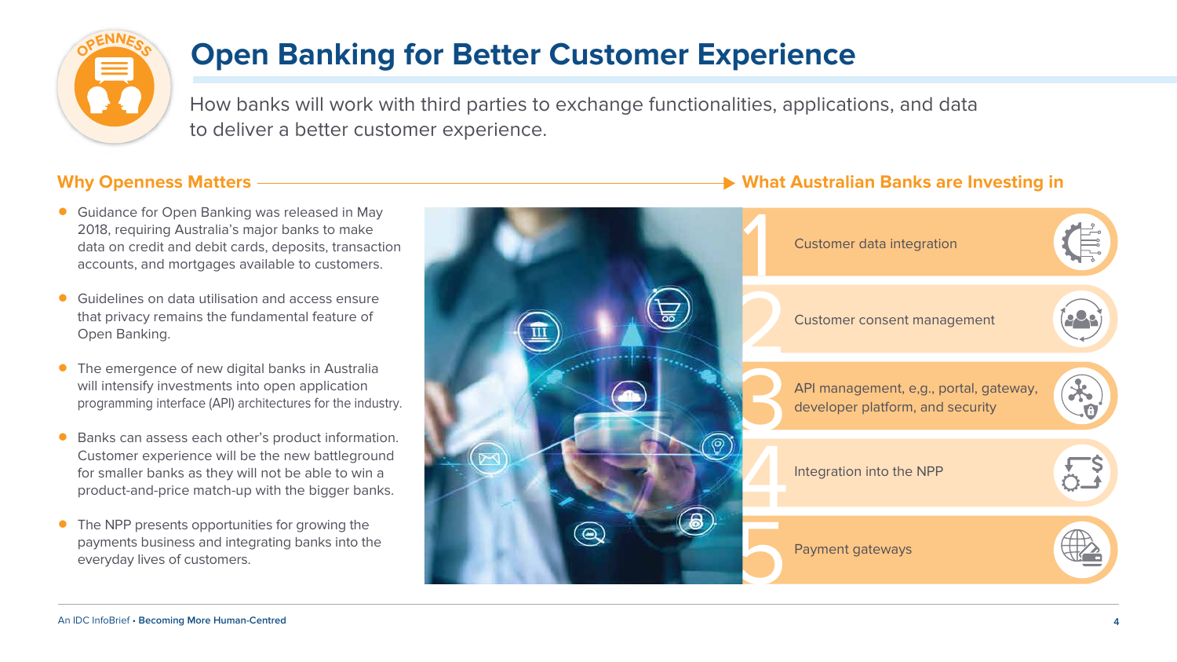# Open Banking for Better Customer Experience

How banks will work with third parties to exchange functionalities, applications, and data to deliver a better customer experience.

## Why Openness Matters

- Guidance for Open Banking was released in May 2018, requiring Australia's major banks to make data on credit and debit cards, deposits, transaction accounts, and mortgages available to customers.
- Guidelines on data utilisation and access ensure that privacy remains the fundamental feature of Open Banking.
- The emergence of new digital banks in Australia will intensify investments into open application programming interface (API) architectures for the industry.
- Banks can assess each other's product information. Customer experience will be the new battleground for smaller banks as they will not be able to win a product-and-price match-up with the bigger banks.
- The NPP presents opportunities for growing the payments business and integrating banks into the everyday lives of customers.

## What Australian Banks are Investing in

1. Customer data integration
2. Customer consent management
3. API management, e,g., portal, gateway, developer platform, and security
4. Integration into the NPP
5. Payment gateways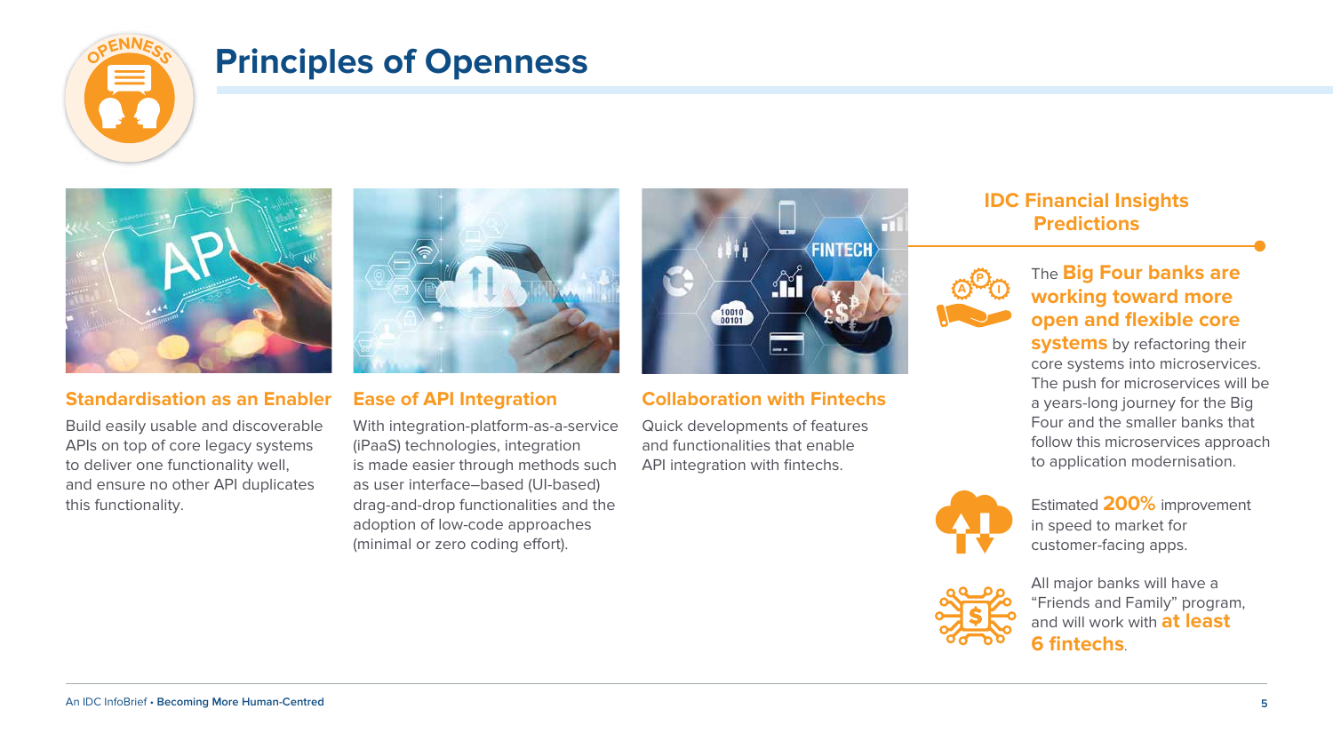# Principles of Openness

### Standardisation as an Enabler

Build easily usable and discoverable APIs on top of core legacy systems to deliver one functionality well, and ensure no other API duplicates this functionality.

### Ease of API Integration

With integration-platform-as-a-service (iPaaS) technologies, integration is made easier through methods such as user interface–based (UI-based) drag-and-drop functionalities and the adoption of low-code approaches (minimal or zero coding effort).

### Collaboration with Fintechs

Quick developments of features and functionalities that enable API integration with fintechs.

## IDC Financial Insights Predictions

The **Big Four banks are working toward more open and flexible core systems** by refactoring their core systems into microservices. The push for microservices will be a years-long journey for the Big Four and the smaller banks that follow this microservices approach to application modernisation.

Estimated **200%** improvement in speed to market for customer-facing apps.

All major banks will have a "Friends and Family" program, and will work with **at least 6 fintechs**.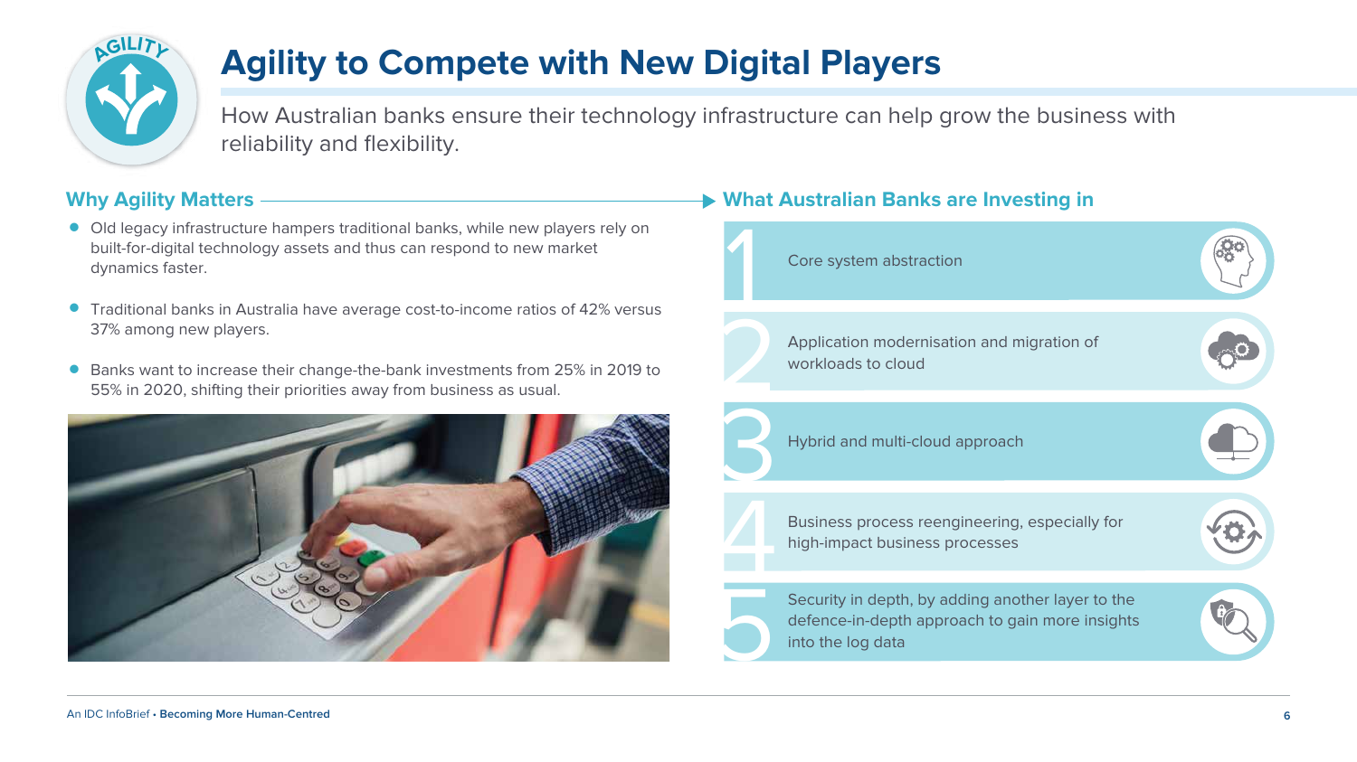# Agility to Compete with New Digital Players

How Australian banks ensure their technology infrastructure can help grow the business with reliability and flexibility.

## Why Agility Matters

- Old legacy infrastructure hampers traditional banks, while new players rely on built-for-digital technology assets and thus can respond to new market dynamics faster.
- Traditional banks in Australia have average cost-to-income ratios of 42% versus 37% among new players.
- Banks want to increase their change-the-bank investments from 25% in 2019 to 55% in 2020, shifting their priorities away from business as usual.

## What Australian Banks are Investing in

1. Core system abstraction
2. Application modernisation and migration of workloads to cloud
3. Hybrid and multi-cloud approach
4. Business process reengineering, especially for high-impact business processes
5. Security in depth, by adding another layer to the defence-in-depth approach to gain more insights into the log data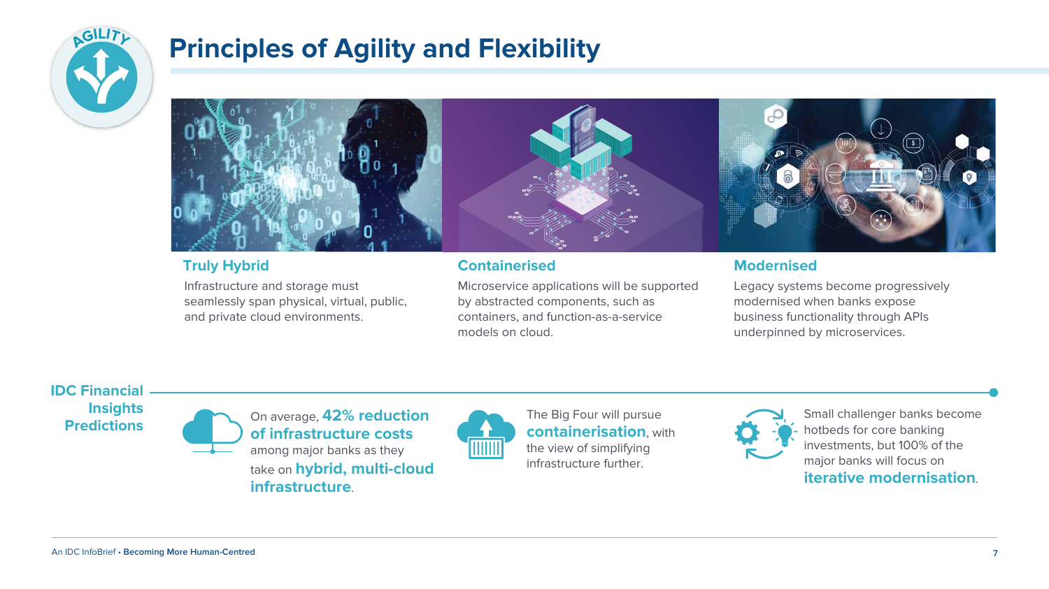# Principles of Agility and Flexibility

### Truly Hybrid

Infrastructure and storage must seamlessly span physical, virtual, public, and private cloud environments.

### Containerised

Microservice applications will be supported by abstracted components, such as containers, and function-as-a-service models on cloud.

### Modernised

Legacy systems become progressively modernised when banks expose business functionality through APIs underpinned by microservices.

## IDC Financial Insights Predictions

On average, **42% reduction of infrastructure costs** among major banks as they take on **hybrid, multi-cloud infrastructure**.

The Big Four will pursue **containerisation**, with the view of simplifying infrastructure further.

Small challenger banks become hotbeds for core banking investments, but 100% of the major banks will focus on **iterative modernisation**.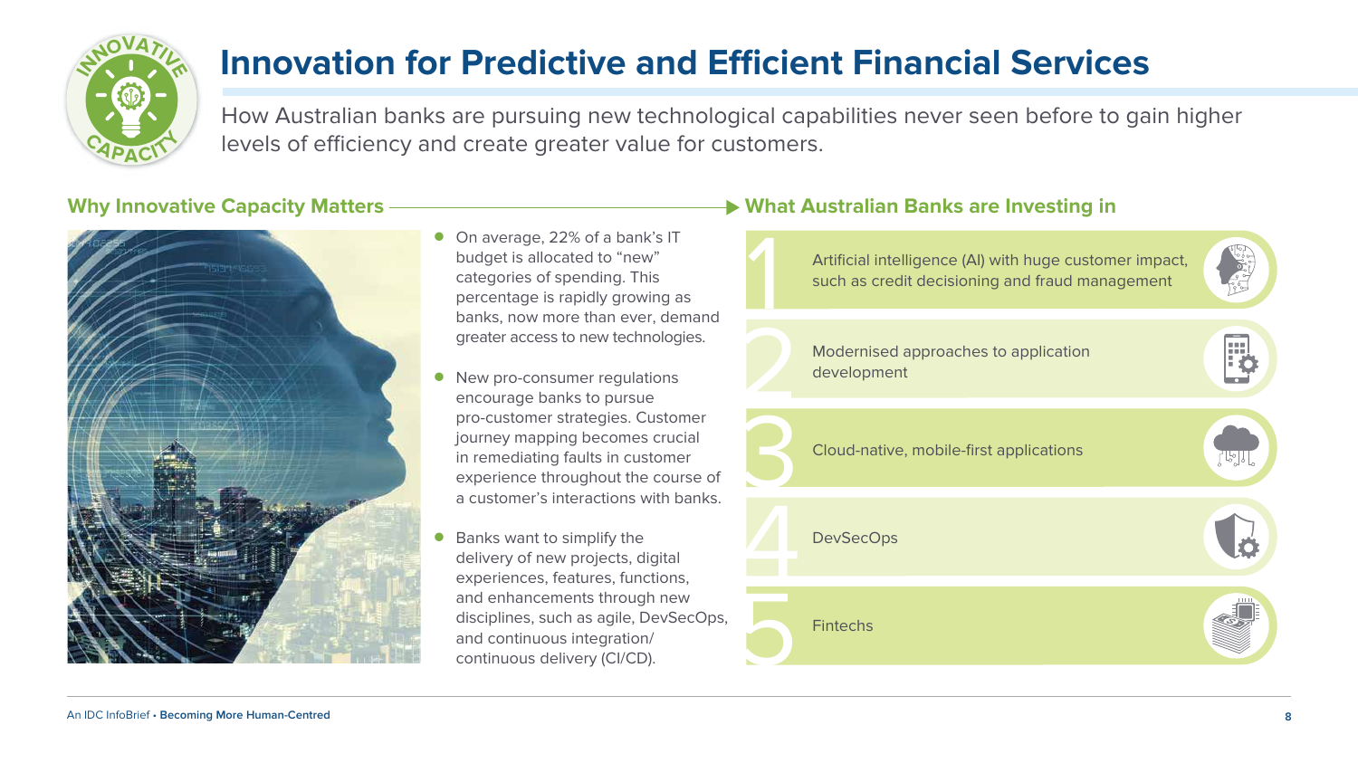# Innovation for Predictive and Efficient Financial Services

How Australian banks are pursuing new technological capabilities never seen before to gain higher levels of efficiency and create greater value for customers.

## Why Innovative Capacity Matters

- On average, 22% of a bank's IT budget is allocated to "new" categories of spending. This percentage is rapidly growing as banks, now more than ever, demand greater access to new technologies.
- New pro-consumer regulations encourage banks to pursue pro-customer strategies. Customer journey mapping becomes crucial in remediating faults in customer experience throughout the course of a customer's interactions with banks.
- Banks want to simplify the delivery of new projects, digital experiences, features, functions, and enhancements through new disciplines, such as agile, DevSecOps, and continuous integration/ continuous delivery (CI/CD).

## What Australian Banks are Investing in

1. Artificial intelligence (AI) with huge customer impact, such as credit decisioning and fraud management
2. Modernised approaches to application development
3. Cloud-native, mobile-first applications
4. DevSecOps
5. Fintechs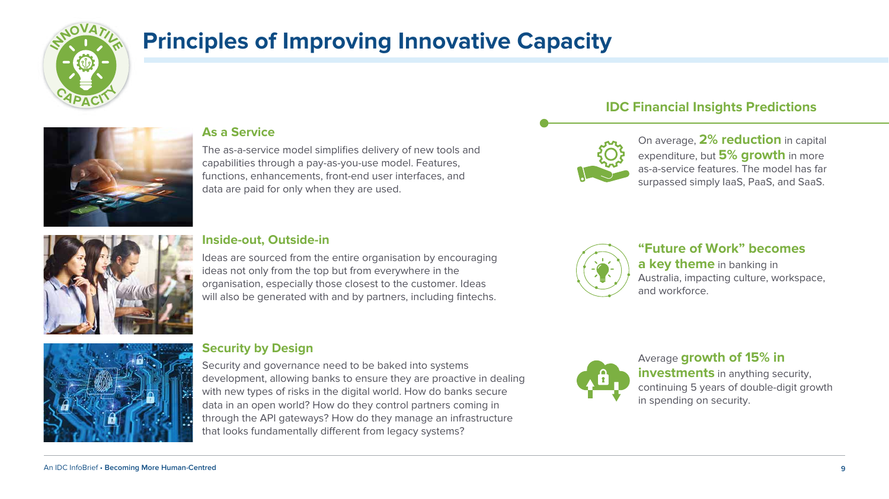# Principles of Improving Innovative Capacity

### As a Service

The as-a-service model simplifies delivery of new tools and capabilities through a pay-as-you-use model. Features, functions, enhancements, front-end user interfaces, and data are paid for only when they are used.

### Inside-out, Outside-in

Ideas are sourced from the entire organisation by encouraging ideas not only from the top but from everywhere in the organisation, especially those closest to the customer. Ideas will also be generated with and by partners, including fintechs.

### Security by Design

Security and governance need to be baked into systems development, allowing banks to ensure they are proactive in dealing with new types of risks in the digital world. How do banks secure data in an open world? How do they control partners coming in through the API gateways? How do they manage an infrastructure that looks fundamentally different from legacy systems?

## IDC Financial Insights Predictions

On average, **2% reduction** in capital expenditure, but **5% growth** in more as-a-service features. The model has far surpassed simply IaaS, PaaS, and SaaS.

**"Future of Work" becomes a key theme** in banking in Australia, impacting culture, workspace, and workforce.

Average **growth of 15% in investments** in anything security, continuing 5 years of double-digit growth in spending on security.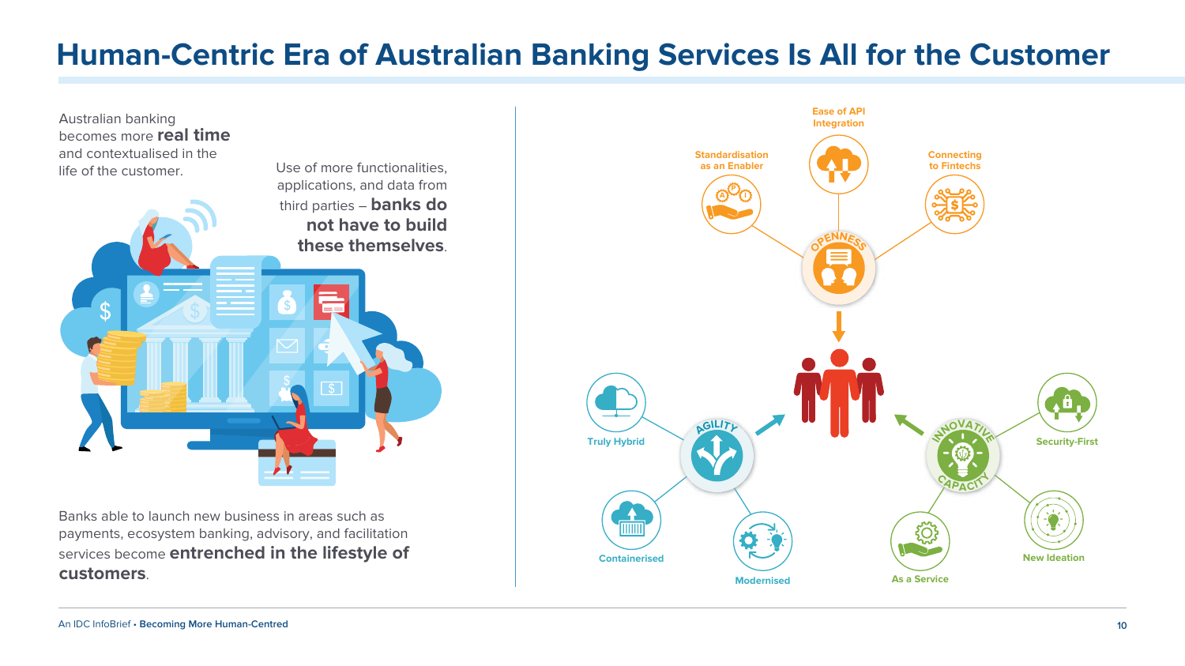# Human-Centric Era of Australian Banking Services Is All for the Customer

Australian banking becomes more **real time** and contextualised in the life of the customer.

Use of more functionalities, applications, and data from third parties – **banks do not have to build these themselves**.

Banks able to launch new business in areas such as payments, ecosystem banking, advisory, and facilitation services become **entrenched in the lifestyle of customers**.

**Openness**
- Standardisation as an Enabler
- Ease of API Integration
- Connecting to Fintechs

**Agility**
- Truly Hybrid
- Containerised
- Modernised

**Innovative Capacity**
- Security-First
- New Ideation
- As a Service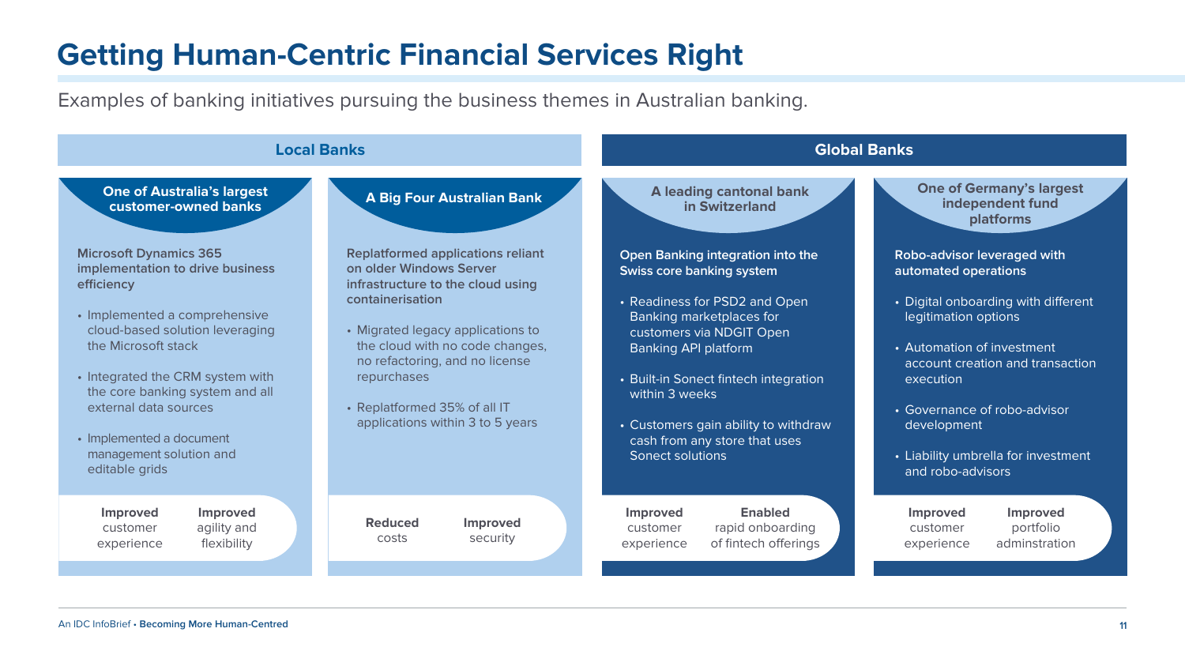# Getting Human-Centric Financial Services Right

Examples of banking initiatives pursuing the business themes in Australian banking.

## Local Banks

### One of Australia's largest customer-owned banks

**Microsoft Dynamics 365 implementation to drive business efficiency**

- Implemented a comprehensive cloud-based solution leveraging the Microsoft stack
- Integrated the CRM system with the core banking system and all external data sources
- Implemented a document management solution and editable grids

**Improved** customer experience

**Improved** agility and flexibility

### A Big Four Australian Bank

**Replatformed applications reliant on older Windows Server infrastructure to the cloud using containerisation**

- Migrated legacy applications to the cloud with no code changes, no refactoring, and no license repurchases
- Replatformed 35% of all IT applications within 3 to 5 years

**Reduced** costs

**Improved** security

## Global Banks

### A leading cantonal bank in Switzerland

**Open Banking integration into the Swiss core banking system**

- Readiness for PSD2 and Open Banking marketplaces for customers via NDGIT Open Banking API platform
- Built-in Sonect fintech integration within 3 weeks
- Customers gain ability to withdraw cash from any store that uses Sonect solutions

**Improved** customer experience

**Enabled** rapid onboarding of fintech offerings

### One of Germany's largest independent fund platforms

**Robo-advisor leveraged with automated operations**

- Digital onboarding with different legitimation options
- Automation of investment account creation and transaction execution
- Governance of robo-advisor development
- Liability umbrella for investment and robo-advisors

**Improved** customer experience

**Improved** portfolio adminstration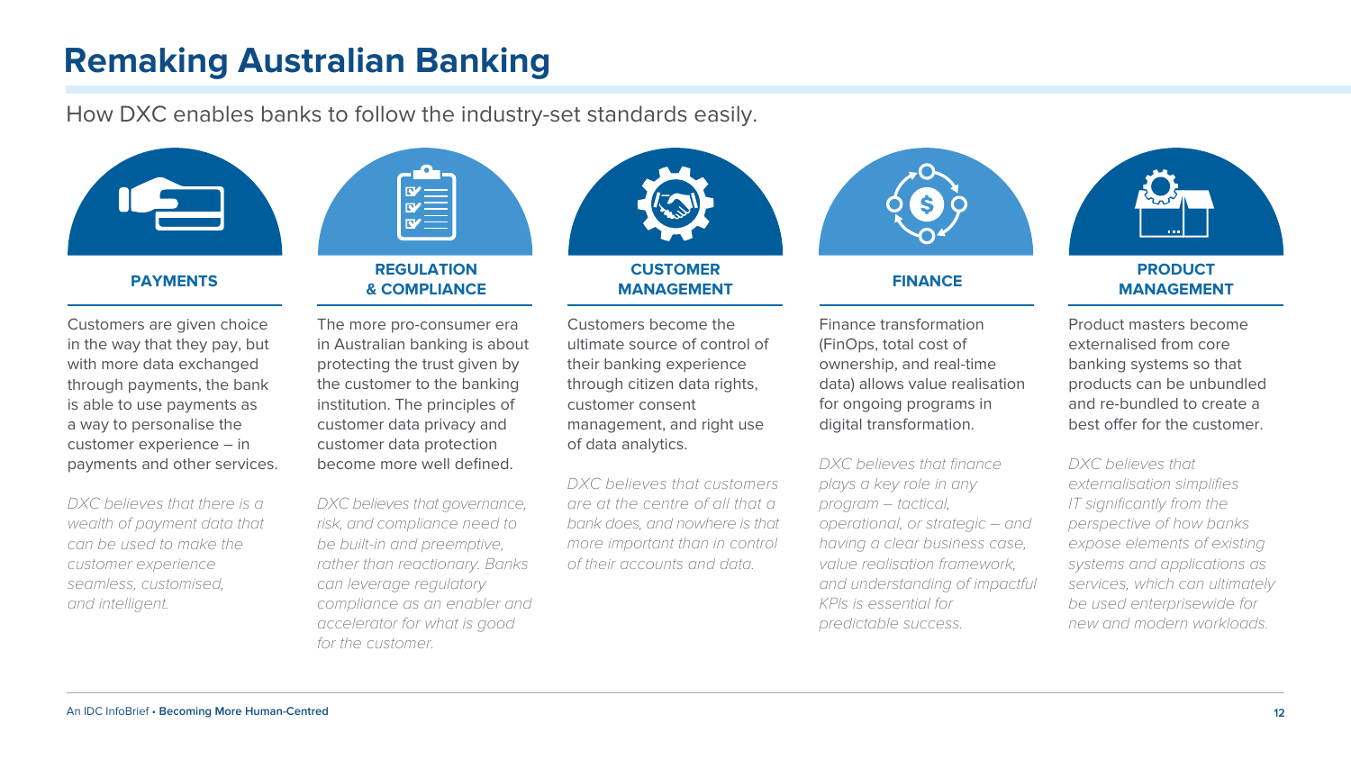# Remaking Australian Banking

How DXC enables banks to follow the industry-set standards easily.

### PAYMENTS

Customers are given choice in the way that they pay, but with more data exchanged through payments, the bank is able to use payments as a way to personalise the customer experience – in payments and other services.

*DXC believes that there is a wealth of payment data that can be used to make the customer experience seamless, customised, and intelligent.*

### REGULATION & COMPLIANCE

The more pro-consumer era in Australian banking is about protecting the trust given by the customer to the banking institution. The principles of customer data privacy and customer data protection become more well defined.

*DXC believes that governance, risk, and compliance need to be built-in and preemptive, rather than reactionary. Banks can leverage regulatory compliance as an enabler and accelerator for what is good for the customer.*

### CUSTOMER MANAGEMENT

Customers become the ultimate source of control of their banking experience through citizen data rights, customer consent management, and right use of data analytics.

*DXC believes that customers are at the centre of all that a bank does, and nowhere is that more important than in control of their accounts and data.*

### FINANCE

Finance transformation (FinOps, total cost of ownership, and real-time data) allows value realisation for ongoing programs in digital transformation.

*DXC believes that finance plays a key role in any program – tactical, operational, or strategic – and having a clear business case, value realisation framework, and understanding of impactful KPIs is essential for predictable success.*

### PRODUCT MANAGEMENT

Product masters become externalised from core banking systems so that products can be unbundled and re-bundled to create a best offer for the customer.

*DXC believes that externalisation simplifies IT significantly from the perspective of how banks expose elements of existing systems and applications as services, which can ultimately be used enterprisewide for new and modern workloads.*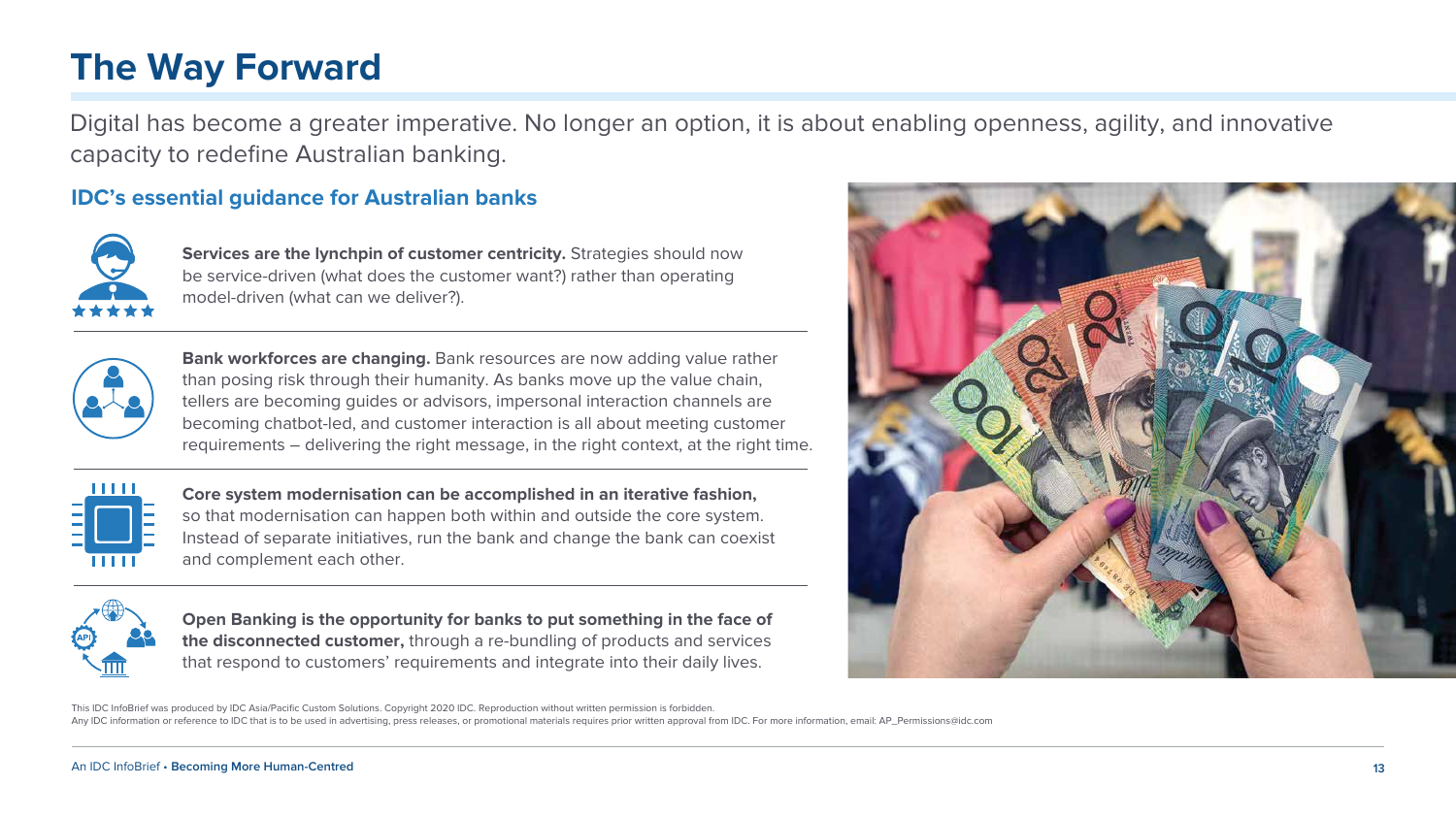# The Way Forward

Digital has become a greater imperative. No longer an option, it is about enabling openness, agility, and innovative capacity to redefine Australian banking.

## IDC's essential guidance for Australian banks

**Services are the lynchpin of customer centricity.** Strategies should now be service-driven (what does the customer want?) rather than operating model-driven (what can we deliver?).

**Bank workforces are changing.** Bank resources are now adding value rather than posing risk through their humanity. As banks move up the value chain, tellers are becoming guides or advisors, impersonal interaction channels are becoming chatbot-led, and customer interaction is all about meeting customer requirements – delivering the right message, in the right context, at the right time.

**Core system modernisation can be accomplished in an iterative fashion,** so that modernisation can happen both within and outside the core system. Instead of separate initiatives, run the bank and change the bank can coexist and complement each other.

**Open Banking is the opportunity for banks to put something in the face of the disconnected customer,** through a re-bundling of products and services that respond to customers' requirements and integrate into their daily lives.

This IDC InfoBrief was produced by IDC Asia/Pacific Custom Solutions. Copyright 2020 IDC. Reproduction without written permission is forbidden.
Any IDC information or reference to IDC that is to be used in advertising, press releases, or promotional materials requires prior written approval from IDC. For more information, email: AP_Permissions@idc.com